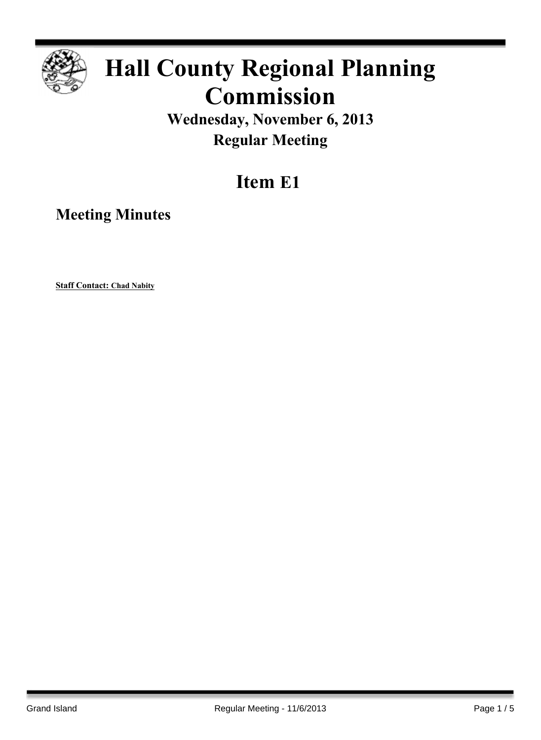# Hall County Regional Planning Commission

## Wednesday, November 6, 2013

## Regular Meeting

# Item E1

## Meeting Minutes

**Staff Contact: Chad Nabity**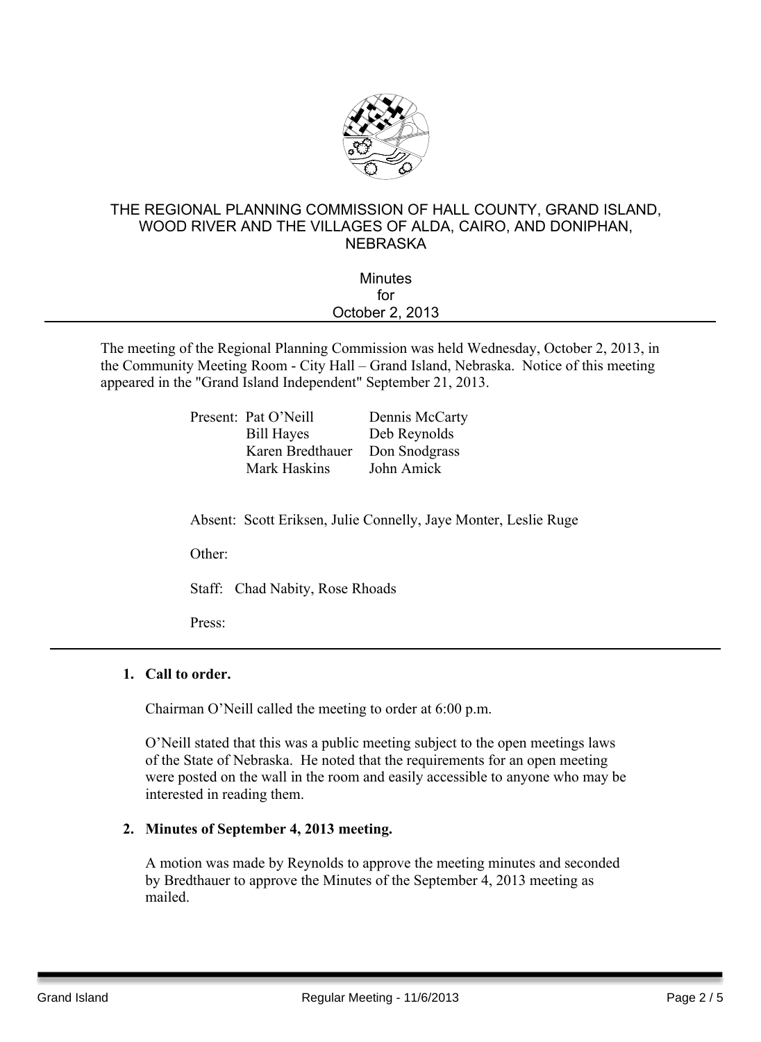# THE REGIONAL PLANNING COMMISSION OF HALL COUNTY, GRAND ISLAND, WOOD RIVER AND THE VILLAGES OF ALDA, CAIRO, AND DONIPHAN, NEBRASKA

Minutes
for
October 2, 2013

---

The meeting of the Regional Planning Commission was held Wednesday, October 2, 2013, in the Community Meeting Room - City Hall – Grand Island, Nebraska. Notice of this meeting appeared in the "Grand Island Independent" September 21, 2013.

Present: Pat O'Neill, Dennis McCarty, Bill Hayes, Deb Reynolds, Karen Bredthauer, Don Snodgrass, Mark Haskins, John Amick

Absent: Scott Eriksen, Julie Connelly, Jaye Monter, Leslie Ruge

Other:

Staff: Chad Nabity, Rose Rhoads

Press:

---

1. **Call to order.**

   Chairman O'Neill called the meeting to order at 6:00 p.m.

   O'Neill stated that this was a public meeting subject to the open meetings laws of the State of Nebraska. He noted that the requirements for an open meeting were posted on the wall in the room and easily accessible to anyone who may be interested in reading them.

2. **Minutes of September 4, 2013 meeting.**

   A motion was made by Reynolds to approve the meeting minutes and seconded by Bredthauer to approve the Minutes of the September 4, 2013 meeting as mailed.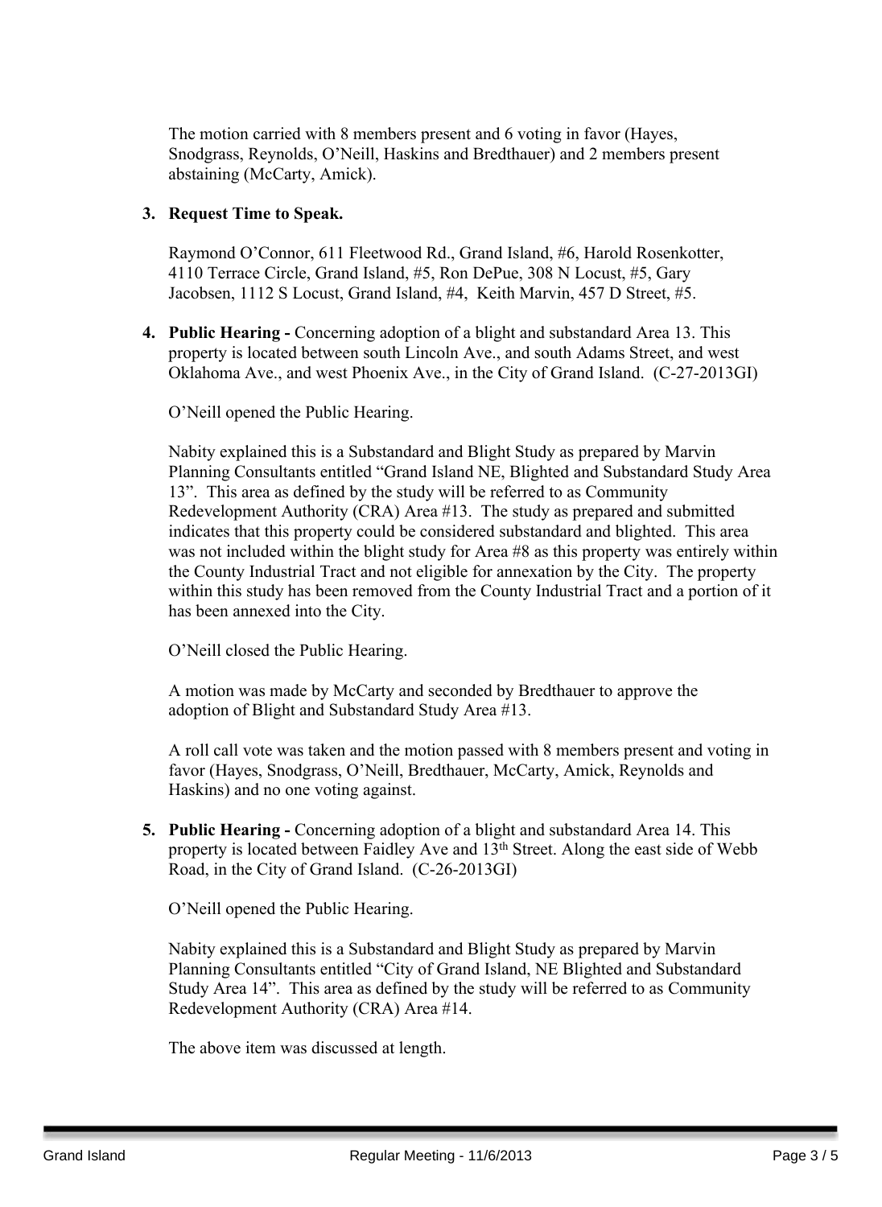The motion carried with 8 members present and 6 voting in favor (Hayes, Snodgrass, Reynolds, O'Neill, Haskins and Bredthauer) and 2 members present abstaining (McCarty, Amick).

3. **Request Time to Speak.**

   Raymond O'Connor, 611 Fleetwood Rd., Grand Island, #6, Harold Rosenkotter, 4110 Terrace Circle, Grand Island, #5, Ron DePue, 308 N Locust, #5, Gary Jacobsen, 1112 S Locust, Grand Island, #4, Keith Marvin, 457 D Street, #5.

4. **Public Hearing -** Concerning adoption of a blight and substandard Area 13. This property is located between south Lincoln Ave., and south Adams Street, and west Oklahoma Ave., and west Phoenix Ave., in the City of Grand Island. (C-27-2013GI)

   O'Neill opened the Public Hearing.

   Nabity explained this is a Substandard and Blight Study as prepared by Marvin Planning Consultants entitled "Grand Island NE, Blighted and Substandard Study Area 13". This area as defined by the study will be referred to as Community Redevelopment Authority (CRA) Area #13. The study as prepared and submitted indicates that this property could be considered substandard and blighted. This area was not included within the blight study for Area #8 as this property was entirely within the County Industrial Tract and not eligible for annexation by the City. The property within this study has been removed from the County Industrial Tract and a portion of it has been annexed into the City.

   O'Neill closed the Public Hearing.

   A motion was made by McCarty and seconded by Bredthauer to approve the adoption of Blight and Substandard Study Area #13.

   A roll call vote was taken and the motion passed with 8 members present and voting in favor (Hayes, Snodgrass, O'Neill, Bredthauer, McCarty, Amick, Reynolds and Haskins) and no one voting against.

5. **Public Hearing -** Concerning adoption of a blight and substandard Area 14. This property is located between Faidley Ave and 13th Street. Along the east side of Webb Road, in the City of Grand Island. (C-26-2013GI)

   O'Neill opened the Public Hearing.

   Nabity explained this is a Substandard and Blight Study as prepared by Marvin Planning Consultants entitled "City of Grand Island, NE Blighted and Substandard Study Area 14". This area as defined by the study will be referred to as Community Redevelopment Authority (CRA) Area #14.

   The above item was discussed at length.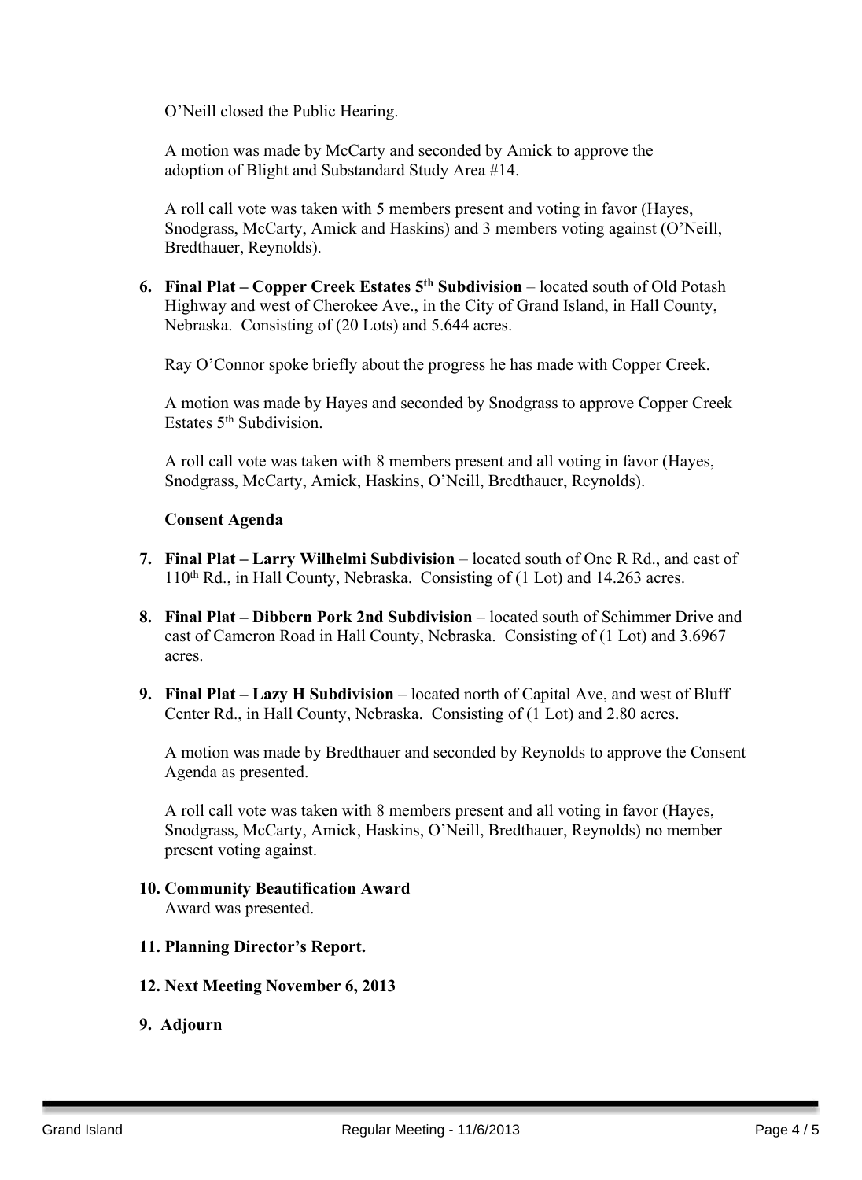O'Neill closed the Public Hearing.

A motion was made by McCarty and seconded by Amick to approve the adoption of Blight and Substandard Study Area #14.

A roll call vote was taken with 5 members present and voting in favor (Hayes, Snodgrass, McCarty, Amick and Haskins) and 3 members voting against (O'Neill, Bredthauer, Reynolds).

6. **Final Plat – Copper Creek Estates 5th Subdivision** – located south of Old Potash Highway and west of Cherokee Ave., in the City of Grand Island, in Hall County, Nebraska. Consisting of (20 Lots) and 5.644 acres.

   Ray O'Connor spoke briefly about the progress he has made with Copper Creek.

   A motion was made by Hayes and seconded by Snodgrass to approve Copper Creek Estates 5th Subdivision.

   A roll call vote was taken with 8 members present and all voting in favor (Hayes, Snodgrass, McCarty, Amick, Haskins, O'Neill, Bredthauer, Reynolds).

   **Consent Agenda**

7. **Final Plat – Larry Wilhelmi Subdivision** – located south of One R Rd., and east of 110th Rd., in Hall County, Nebraska. Consisting of (1 Lot) and 14.263 acres.

8. **Final Plat – Dibbern Pork 2nd Subdivision** – located south of Schimmer Drive and east of Cameron Road in Hall County, Nebraska. Consisting of (1 Lot) and 3.6967 acres.

9. **Final Plat – Lazy H Subdivision** – located north of Capital Ave, and west of Bluff Center Rd., in Hall County, Nebraska. Consisting of (1 Lot) and 2.80 acres.

   A motion was made by Bredthauer and seconded by Reynolds to approve the Consent Agenda as presented.

   A roll call vote was taken with 8 members present and all voting in favor (Hayes, Snodgrass, McCarty, Amick, Haskins, O'Neill, Bredthauer, Reynolds) no member present voting against.

10. **Community Beautification Award**
    Award was presented.

11. **Planning Director's Report.**

12. **Next Meeting November 6, 2013**

9. **Adjourn**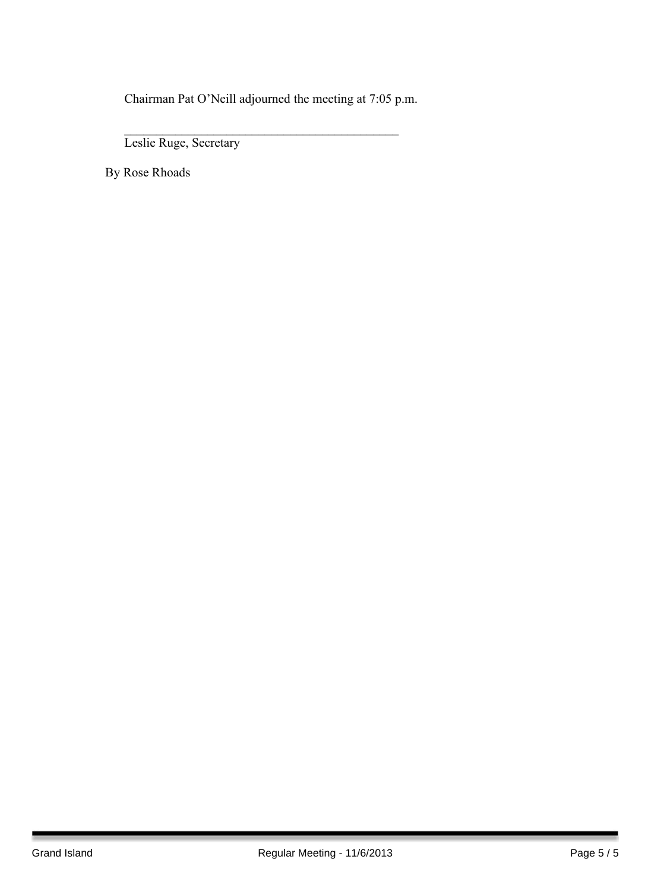Chairman Pat O'Neill adjourned the meeting at 7:05 p.m.

\_\_\_\_\_\_\_\_\_\_\_\_\_\_\_\_\_\_\_\_\_\_\_\_\_\_\_\_\_\_\_\_\_\_\_\_\_\_\_\_\_\_\_\_\_

Leslie Ruge, Secretary

By Rose Rhoads